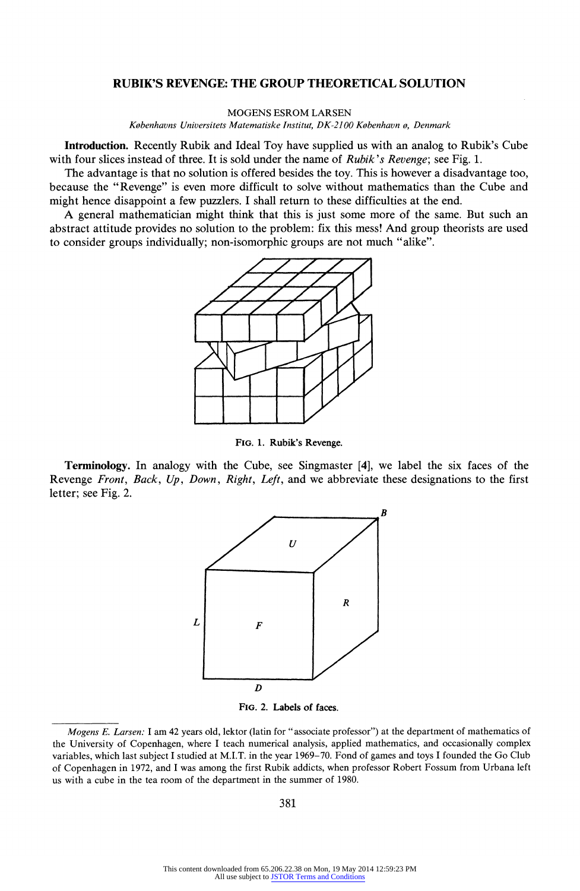# RUBIK'S REVENGE: THE GROUP THEORETICAL SOLUTION

MOGENS ESROM LARSEN

*Københavns Universitets Matematiske Institut, DK-2100 København ø, Denmark*

**Introduction.** Recently Rubik and Ideal Toy have supplied us with an analog to Rubik's Cube with four slices instead of three. It is sold under the name of *Rubik's Revenge*; see Fig. 1.

The advantage is that no solution is offered besides the toy. This is however a disadvantage too, because the "Revenge" is even more difficult to solve without mathematics than the Cube and might hence disappoint a few puzzlers. I shall return to these difficulties at the end.

A general mathematician might think that this is just some more of the same. But such an abstract attitude provides no solution to the problem: fix this mess! And group theorists are used to consider groups individually; non-isomorphic groups are not much "alike".

FIG. 1. Rubik's Revenge.

**Terminology.** In analogy with the Cube, see Singmaster [4], we label the six faces of the Revenge *Front*, *Back*, *Up*, *Down*, *Right*, *Left*, and we abbreviate these designations to the first letter; see Fig. 2.

FIG. 2. Labels of faces.

---

*Mogens E. Larsen:* I am 42 years old, lektor (latin for "associate professor") at the department of mathematics of the University of Copenhagen, where I teach numerical analysis, applied mathematics, and occasionally complex variables, which last subject I studied at M.I.T. in the year 1969–70. Fond of games and toys I founded the Go Club of Copenhagen in 1972, and I was among the first Rubik addicts, when professor Robert Fossum from Urbana left us with a cube in the tea room of the department in the summer of 1980.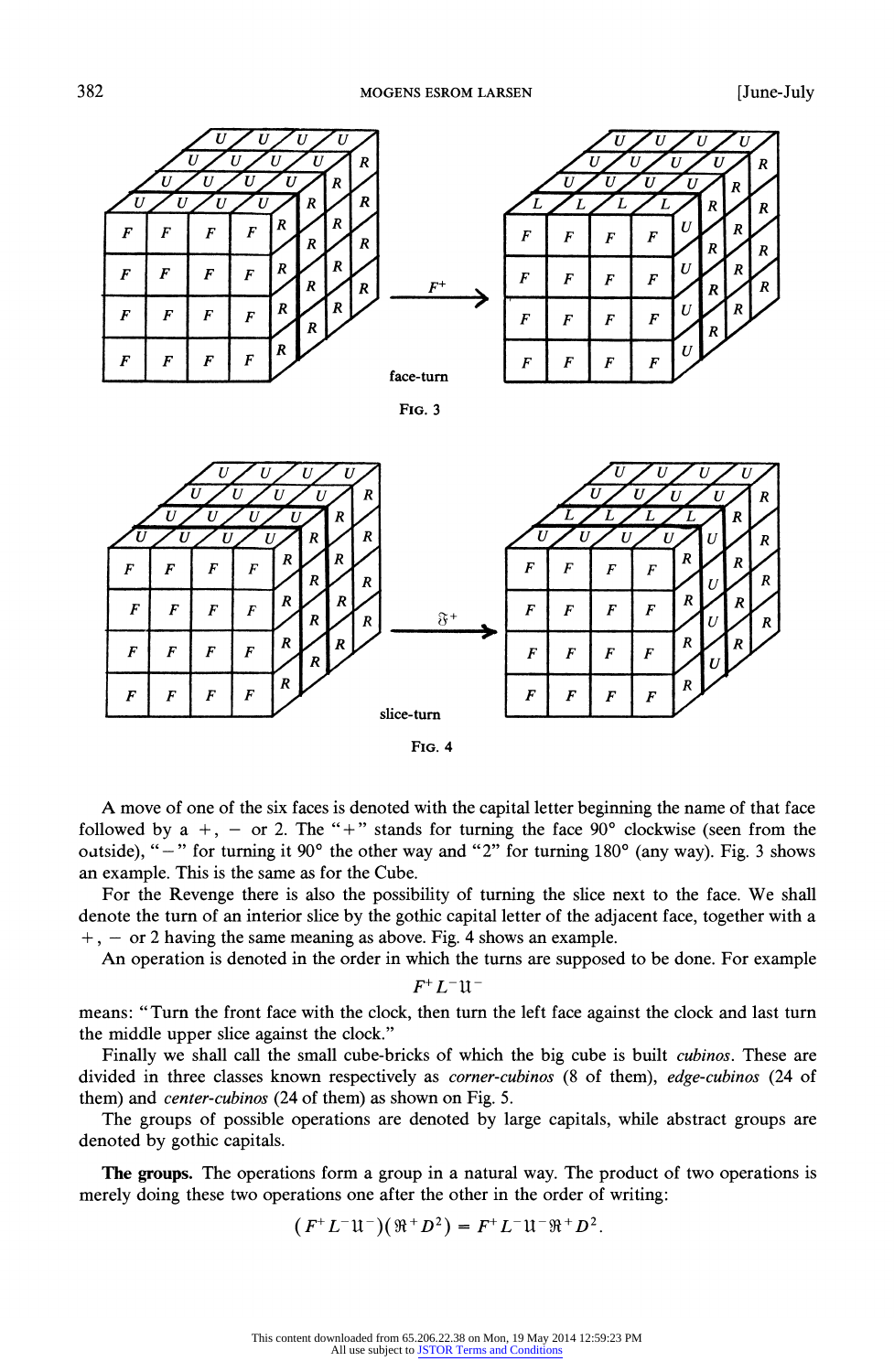face-turn

FIG. 3

slice-turn

FIG. 4

A move of one of the six faces is denoted with the capital letter beginning the name of that face followed by a +, − or 2. The "+" stands for turning the face 90° clockwise (seen from the outside), "−" for turning it 90° the other way and "2" for turning 180° (any way). Fig. 3 shows an example. This is the same as for the Cube.

For the Revenge there is also the possibility of turning the slice next to the face. We shall denote the turn of an interior slice by the gothic capital letter of the adjacent face, together with a +, − or 2 having the same meaning as above. Fig. 4 shows an example.

An operation is denoted in the order in which the turns are supposed to be done. For example

$$F^+ L^- \mathfrak{U}^-$$

means: "Turn the front face with the clock, then turn the left face against the clock and last turn the middle upper slice against the clock."

Finally we shall call the small cube-bricks of which the big cube is built *cubinos*. These are divided in three classes known respectively as *corner-cubinos* (8 of them), *edge-cubinos* (24 of them) and *center-cubinos* (24 of them) as shown on Fig. 5.

The groups of possible operations are denoted by large capitals, while abstract groups are denoted by gothic capitals.

**The groups.** The operations form a group in a natural way. The product of two operations is merely doing these two operations one after the other in the order of writing:

$$(F^+ L^- \mathfrak{U}^-)(\mathfrak{R}^+ D^2) = F^+ L^- \mathfrak{U}^- \mathfrak{R}^+ D^2.$$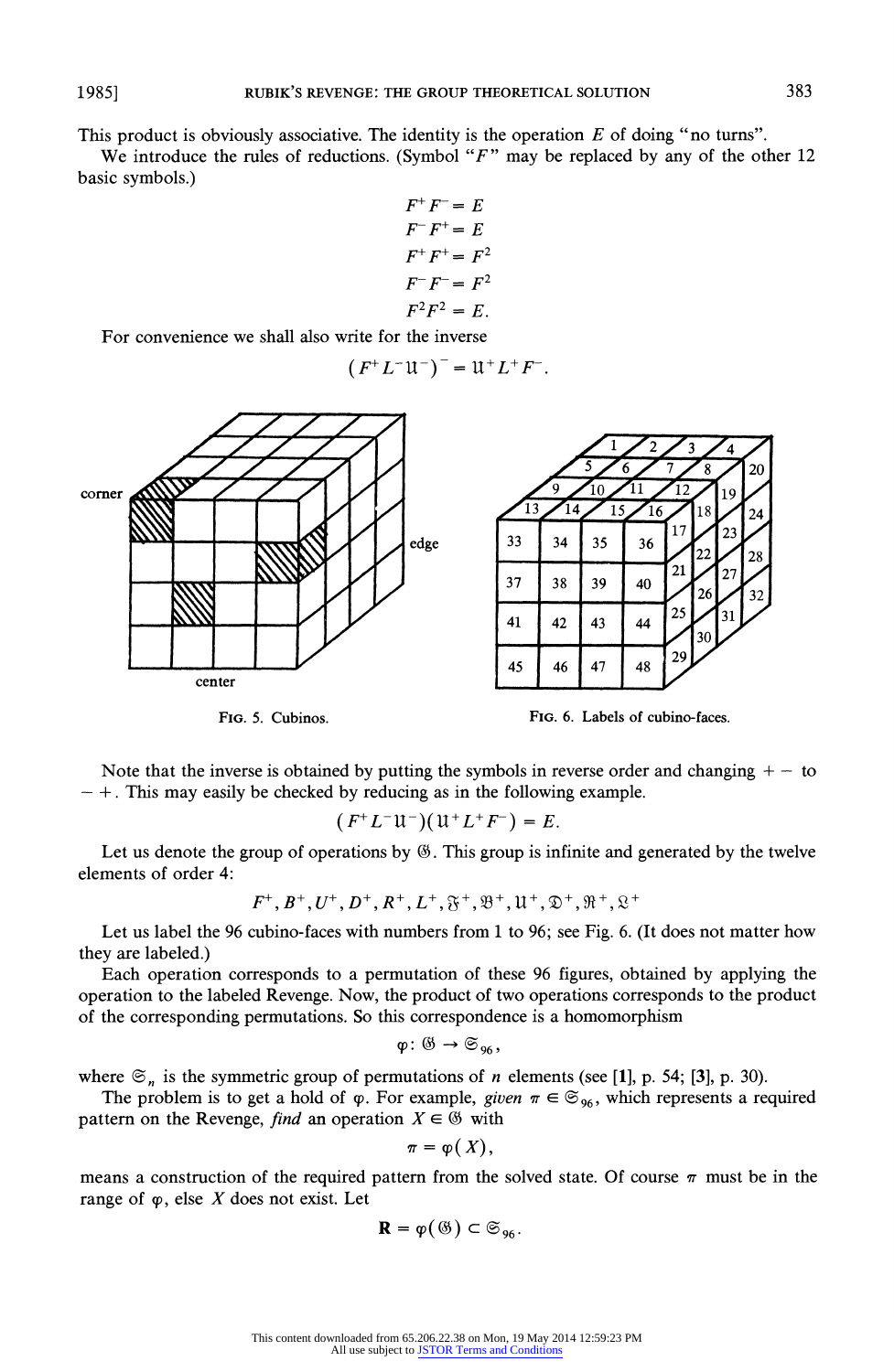This product is obviously associative. The identity is the operation $E$ of doing "no turns".

We introduce the rules of reductions. (Symbol "$F$" may be replaced by any of the other 12 basic symbols.)

$$F^+F^- = E$$
$$F^-F^+ = E$$
$$F^+F^+ = F^2$$
$$F^-F^- = F^2$$
$$F^2F^2 = E.$$

For convenience we shall also write for the inverse

$$(F^+L^-\mathfrak{U}^-)^- = \mathfrak{U}^+L^+F^-.$$

FIG. 5. Cubinos.

FIG. 6. Labels of cubino-faces.

Note that the inverse is obtained by putting the symbols in reverse order and changing $+\,-$ to $-\,+$. This may easily be checked by reducing as in the following example.

$$(F^+L^-\mathfrak{U}^-)(\mathfrak{U}^+L^+F^-) = E.$$

Let us denote the group of operations by $\mathfrak{G}$. This group is infinite and generated by the twelve elements of order 4:

$$F^+, B^+, U^+, D^+, R^+, L^+, \mathfrak{F}^+, \mathfrak{B}^+, \mathfrak{U}^+, \mathfrak{D}^+, \mathfrak{R}^+, \mathfrak{L}^+$$

Let us label the 96 cubino-faces with numbers from 1 to 96; see Fig. 6. (It does not matter how they are labeled.)

Each operation corresponds to a permutation of these 96 figures, obtained by applying the operation to the labeled Revenge. Now, the product of two operations corresponds to the product of the corresponding permutations. So this correspondence is a homomorphism

$$\varphi\colon \mathfrak{G} \to \mathfrak{S}_{96},$$

where $\mathfrak{S}_n$ is the symmetric group of permutations of $n$ elements (see [1], p. 54; [3], p. 30).

The problem is to get a hold of $\varphi$. For example, *given* $\pi \in \mathfrak{S}_{96}$, which represents a required pattern on the Revenge, *find* an operation $X \in \mathfrak{G}$ with

$$\pi = \varphi(X),$$

means a construction of the required pattern from the solved state. Of course $\pi$ must be in the range of $\varphi$, else $X$ does not exist. Let

$$\mathbf{R} = \varphi(\mathfrak{G}) \subset \mathfrak{S}_{96}.$$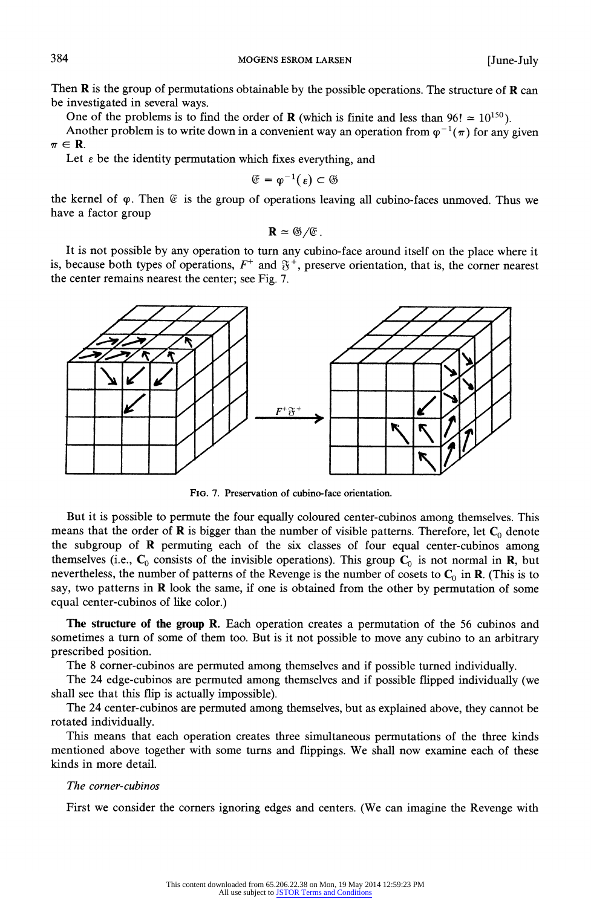Then **R** is the group of permutations obtainable by the possible operations. The structure of **R** can be investigated in several ways.

One of the problems is to find the order of **R** (which is finite and less than $96! \simeq 10^{150}$).

Another problem is to write down in a convenient way an operation from $\varphi^{-1}(\pi)$ for any given $\pi \in \mathbf{R}$.

Let $\varepsilon$ be the identity permutation which fixes everything, and

$$\mathfrak{E} = \varphi^{-1}(\varepsilon) \subset \mathfrak{G}$$

the kernel of $\varphi$. Then $\mathfrak{E}$ is the group of operations leaving all cubino-faces unmoved. Thus we have a factor group

$$\mathbf{R} \simeq \mathfrak{G}/\mathfrak{E}.$$

It is not possible by any operation to turn any cubino-face around itself on the place where it is, because both types of operations, $F^+$ and $\mathfrak{F}^+$, preserve orientation, that is, the corner nearest the center remains nearest the center; see Fig. 7.

FIG. 7. Preservation of cubino-face orientation.

But it is possible to permute the four equally coloured center-cubinos among themselves. This means that the order of **R** is bigger than the number of visible patterns. Therefore, let $\mathbf{C}_0$ denote the subgroup of **R** permuting each of the six classes of four equal center-cubinos among themselves (i.e., $\mathbf{C}_0$ consists of the invisible operations). This group $\mathbf{C}_0$ is not normal in **R**, but nevertheless, the number of patterns of the Revenge is the number of cosets to $\mathbf{C}_0$ in **R**. (This is to say, two patterns in **R** look the same, if one is obtained from the other by permutation of some equal center-cubinos of like color.)

**The structure of the group R.** Each operation creates a permutation of the 56 cubinos and sometimes a turn of some of them too. But is it not possible to move any cubino to an arbitrary prescribed position.

The 8 corner-cubinos are permuted among themselves and if possible turned individually.

The 24 edge-cubinos are permuted among themselves and if possible flipped individually (we shall see that this flip is actually impossible).

The 24 center-cubinos are permuted among themselves, but as explained above, they cannot be rotated individually.

This means that each operation creates three simultaneous permutations of the three kinds mentioned above together with some turns and flippings. We shall now examine each of these kinds in more detail.

*The corner-cubinos*

First we consider the corners ignoring edges and centers. (We can imagine the Revenge with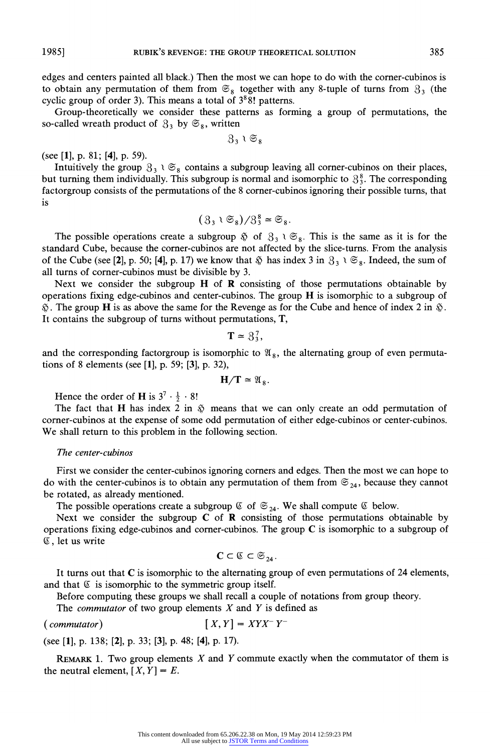edges and centers painted all black.) Then the most we can hope to do with the corner-cubinos is to obtain any permutation of them from $\mathfrak{S}_8$ together with any 8-tuple of turns from $\mathfrak{Z}_3$ (the cyclic group of order 3). This means a total of $3^8 8!$ patterns.

Group-theoretically we consider these patterns as forming a group of permutations, the so-called wreath product of $\mathfrak{Z}_3$ by $\mathfrak{S}_8$, written

$$\mathfrak{Z}_3 \wr \mathfrak{S}_8$$

(see [1], p. 81; [4], p. 59).

Intuitively the group $\mathfrak{Z}_3 \wr \mathfrak{S}_8$ contains a subgroup leaving all corner-cubinos on their places, but turning them individually. This subgroup is normal and isomorphic to $\mathfrak{Z}_3^8$. The corresponding factorgroup consists of the permutations of the 8 corner-cubinos ignoring their possible turns, that is

$$(\mathfrak{Z}_3 \wr \mathfrak{S}_8)/\mathfrak{Z}_3^8 \simeq \mathfrak{S}_8.$$

The possible operations create a subgroup $\mathfrak{H}$ of $\mathfrak{Z}_3 \wr \mathfrak{S}_8$. This is the same as it is for the standard Cube, because the corner-cubinos are not affected by the slice-turns. From the analysis of the Cube (see [2], p. 50; [4], p. 17) we know that $\mathfrak{H}$ has index 3 in $\mathfrak{Z}_3 \wr \mathfrak{S}_8$. Indeed, the sum of all turns of corner-cubinos must be divisible by 3.

Next we consider the subgroup **H** of **R** consisting of those permutations obtainable by operations fixing edge-cubinos and center-cubinos. The group **H** is isomorphic to a subgroup of $\mathfrak{H}$. The group **H** is as above the same for the Revenge as for the Cube and hence of index 2 in $\mathfrak{H}$. It contains the subgroup of turns without permutations, **T**,

$$\mathbf{T} \simeq \mathfrak{Z}_3^7,$$

and the corresponding factorgroup is isomorphic to $\mathfrak{A}_8$, the alternating group of even permutations of 8 elements (see [1], p. 59; [3], p. 32),

$$\mathbf{H}/\mathbf{T} \simeq \mathfrak{A}_8.$$

Hence the order of **H** is $3^7 \cdot \frac{1}{2} \cdot 8!$

The fact that **H** has index 2 in $\mathfrak{H}$ means that we can only create an odd permutation of corner-cubinos at the expense of some odd permutation of either edge-cubinos or center-cubinos. We shall return to this problem in the following section.

*The center-cubinos*

First we consider the center-cubinos ignoring corners and edges. Then the most we can hope to do with the center-cubinos is to obtain any permutation of them from $\mathfrak{S}_{24}$, because they cannot be rotated, as already mentioned.

The possible operations create a subgroup $\mathfrak{C}$ of $\mathfrak{S}_{24}$. We shall compute $\mathfrak{C}$ below.

Next we consider the subgroup **C** of **R** consisting of those permutations obtainable by operations fixing edge-cubinos and corner-cubinos. The group **C** is isomorphic to a subgroup of $\mathfrak{C}$, let us write

$$\mathbf{C} \subset \mathfrak{C} \subset \mathfrak{S}_{24}.$$

It turns out that **C** is isomorphic to the alternating group of even permutations of 24 elements, and that $\mathfrak{C}$ is isomorphic to the symmetric group itself.

Before computing these groups we shall recall a couple of notations from group theory.

The *commutator* of two group elements $X$ and $Y$ is defined as

$$(commutator) \qquad [X, Y] = XYX^{-}Y^{-}$$

(see [1], p. 138; [2], p. 33; [3], p. 48; [4], p. 17).

REMARK 1. Two group elements $X$ and $Y$ commute exactly when the commutator of them is the neutral element, $[X, Y] = E$.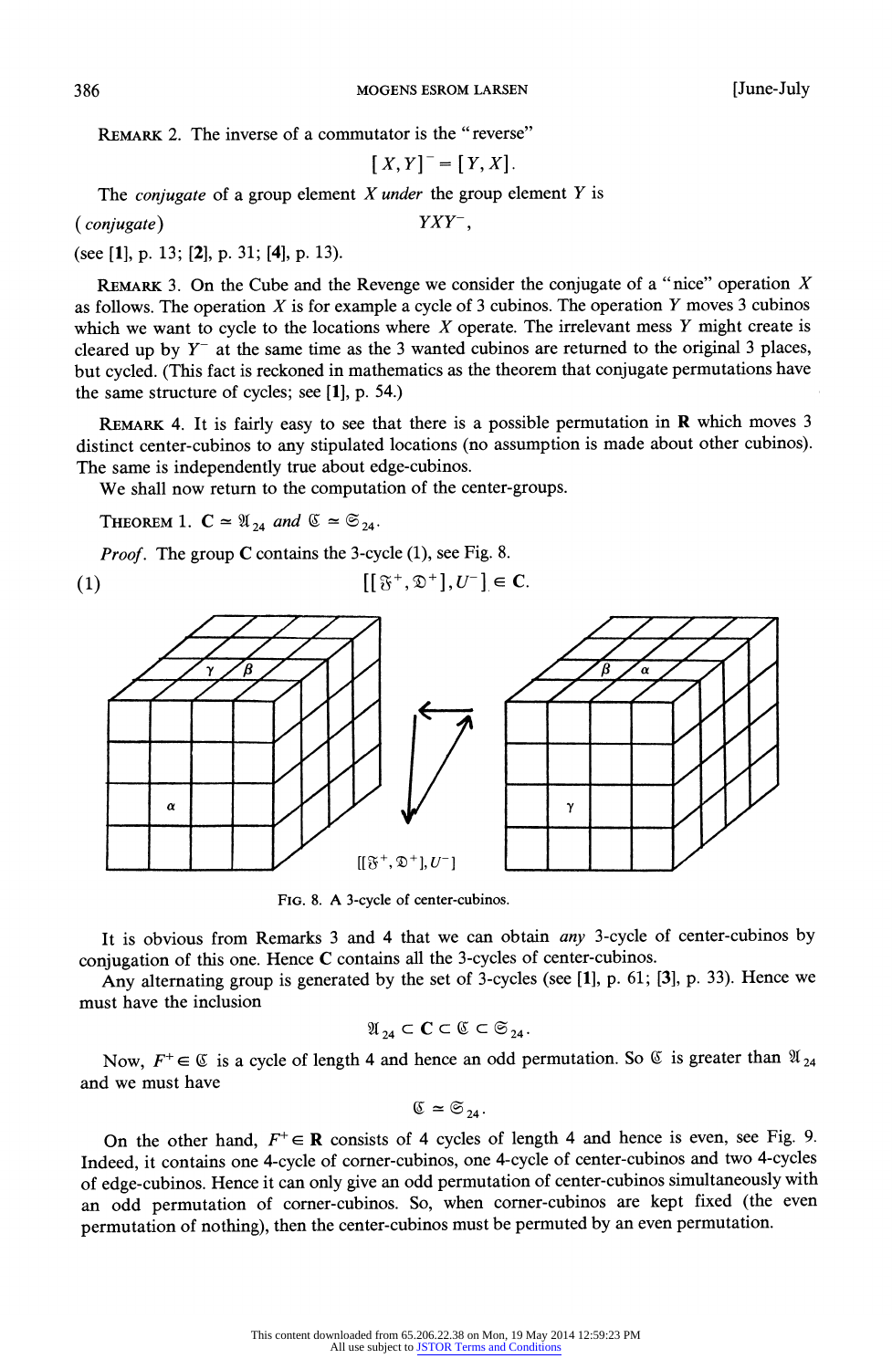REMARK 2. The inverse of a commutator is the "reverse"

$$[X, Y]^{-} = [Y, X].$$

The *conjugate* of a group element $X$ *under* the group element $Y$ is

(*conjugate*) $$YXY^{-},$$

(see **[1]**, p. 13; **[2]**, p. 31; **[4]**, p. 13).

REMARK 3. On the Cube and the Revenge we consider the conjugate of a "nice" operation $X$ as follows. The operation $X$ is for example a cycle of 3 cubinos. The operation $Y$ moves 3 cubinos which we want to cycle to the locations where $X$ operate. The irrelevant mess $Y$ might create is cleared up by $Y^{-}$ at the same time as the 3 wanted cubinos are returned to the original 3 places, but cycled. (This fact is reckoned in mathematics as the theorem that conjugate permutations have the same structure of cycles; see **[1]**, p. 54.)

REMARK 4. It is fairly easy to see that there is a possible permutation in **R** which moves 3 distinct center-cubinos to any stipulated locations (no assumption is made about other cubinos). The same is independently true about edge-cubinos.

We shall now return to the computation of the center-groups.

THEOREM 1. $\mathbf{C} \simeq \mathfrak{A}_{24}$ *and* $\mathfrak{C} \simeq \mathfrak{S}_{24}$.

*Proof*. The group **C** contains the 3-cycle (1), see Fig. 8.

$$[[\mathfrak{F}^{+}, \mathfrak{D}^{+}], U^{-}] \in \mathbf{C}. \tag{1}$$

FIG. 8. A 3-cycle of center-cubinos.

It is obvious from Remarks 3 and 4 that we can obtain *any* 3-cycle of center-cubinos by conjugation of this one. Hence **C** contains all the 3-cycles of center-cubinos.

Any alternating group is generated by the set of 3-cycles (see **[1]**, p. 61; **[3]**, p. 33). Hence we must have the inclusion

$$\mathfrak{A}_{24} \subset \mathbf{C} \subset \mathfrak{C} \subset \mathfrak{S}_{24}.$$

Now, $F^{+} \in \mathfrak{C}$ is a cycle of length 4 and hence an odd permutation. So $\mathfrak{C}$ is greater than $\mathfrak{A}_{24}$ and we must have

$$\mathfrak{C} \simeq \mathfrak{S}_{24}.$$

On the other hand, $F^{+} \in \mathbf{R}$ consists of 4 cycles of length 4 and hence is even, see Fig. 9. Indeed, it contains one 4-cycle of corner-cubinos, one 4-cycle of center-cubinos and two 4-cycles of edge-cubinos. Hence it can only give an odd permutation of center-cubinos simultaneously with an odd permutation of corner-cubinos. So, when corner-cubinos are kept fixed (the even permutation of nothing), then the center-cubinos must be permuted by an even permutation.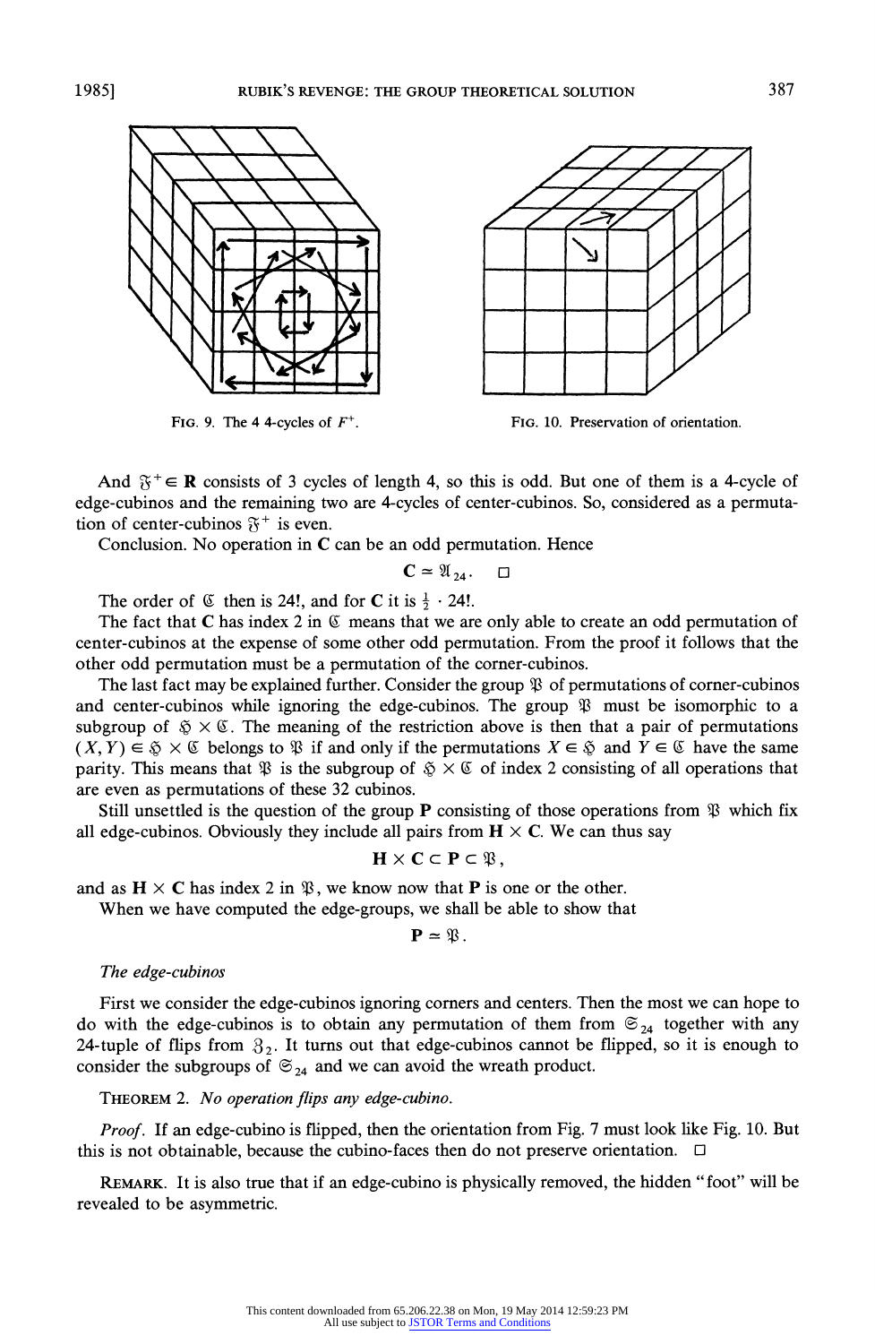FIG. 9. The 4 4-cycles of $F^+$.

FIG. 10. Preservation of orientation.

And $\mathfrak{F}^+ \in \mathbf{R}$ consists of 3 cycles of length 4, so this is odd. But one of them is a 4-cycle of edge-cubinos and the remaining two are 4-cycles of center-cubinos. So, considered as a permutation of center-cubinos $\mathfrak{F}^+$ is even.

Conclusion. No operation in $\mathbf{C}$ can be an odd permutation. Hence

$$\mathbf{C} \simeq \mathfrak{A}_{24}. \quad \square$$

The order of $\mathfrak{C}$ then is 24!, and for $\mathbf{C}$ it is $\frac{1}{2} \cdot 24!$.

The fact that $\mathbf{C}$ has index 2 in $\mathfrak{C}$ means that we are only able to create an odd permutation of center-cubinos at the expense of some other odd permutation. From the proof it follows that the other odd permutation must be a permutation of the corner-cubinos.

The last fact may be explained further. Consider the group $\mathfrak{P}$ of permutations of corner-cubinos and center-cubinos while ignoring the edge-cubinos. The group $\mathfrak{P}$ must be isomorphic to a subgroup of $\mathfrak{H} \times \mathfrak{C}$. The meaning of the restriction above is then that a pair of permutations $(X, Y) \in \mathfrak{H} \times \mathfrak{C}$ belongs to $\mathfrak{P}$ if and only if the permutations $X \in \mathfrak{H}$ and $Y \in \mathfrak{C}$ have the same parity. This means that $\mathfrak{P}$ is the subgroup of $\mathfrak{H} \times \mathfrak{C}$ of index 2 consisting of all operations that are even as permutations of these 32 cubinos.

Still unsettled is the question of the group $\mathbf{P}$ consisting of those operations from $\mathfrak{P}$ which fix all edge-cubinos. Obviously they include all pairs from $\mathbf{H} \times \mathbf{C}$. We can thus say

$$\mathbf{H} \times \mathbf{C} \subset \mathbf{P} \subset \mathfrak{P},$$

and as $\mathbf{H} \times \mathbf{C}$ has index 2 in $\mathfrak{P}$, we know now that $\mathbf{P}$ is one or the other.

When we have computed the edge-groups, we shall be able to show that

$$\mathbf{P} \simeq \mathfrak{P}.$$

*The edge-cubinos*

First we consider the edge-cubinos ignoring corners and centers. Then the most we can hope to do with the edge-cubinos is to obtain any permutation of them from $\mathfrak{S}_{24}$ together with any 24-tuple of flips from $\mathfrak{Z}_2$. It turns out that edge-cubinos cannot be flipped, so it is enough to consider the subgroups of $\mathfrak{S}_{24}$ and we can avoid the wreath product.

THEOREM 2. *No operation flips any edge-cubino.*

*Proof.* If an edge-cubino is flipped, then the orientation from Fig. 7 must look like Fig. 10. But this is not obtainable, because the cubino-faces then do not preserve orientation. $\square$

REMARK. It is also true that if an edge-cubino is physically removed, the hidden "foot" will be revealed to be asymmetric.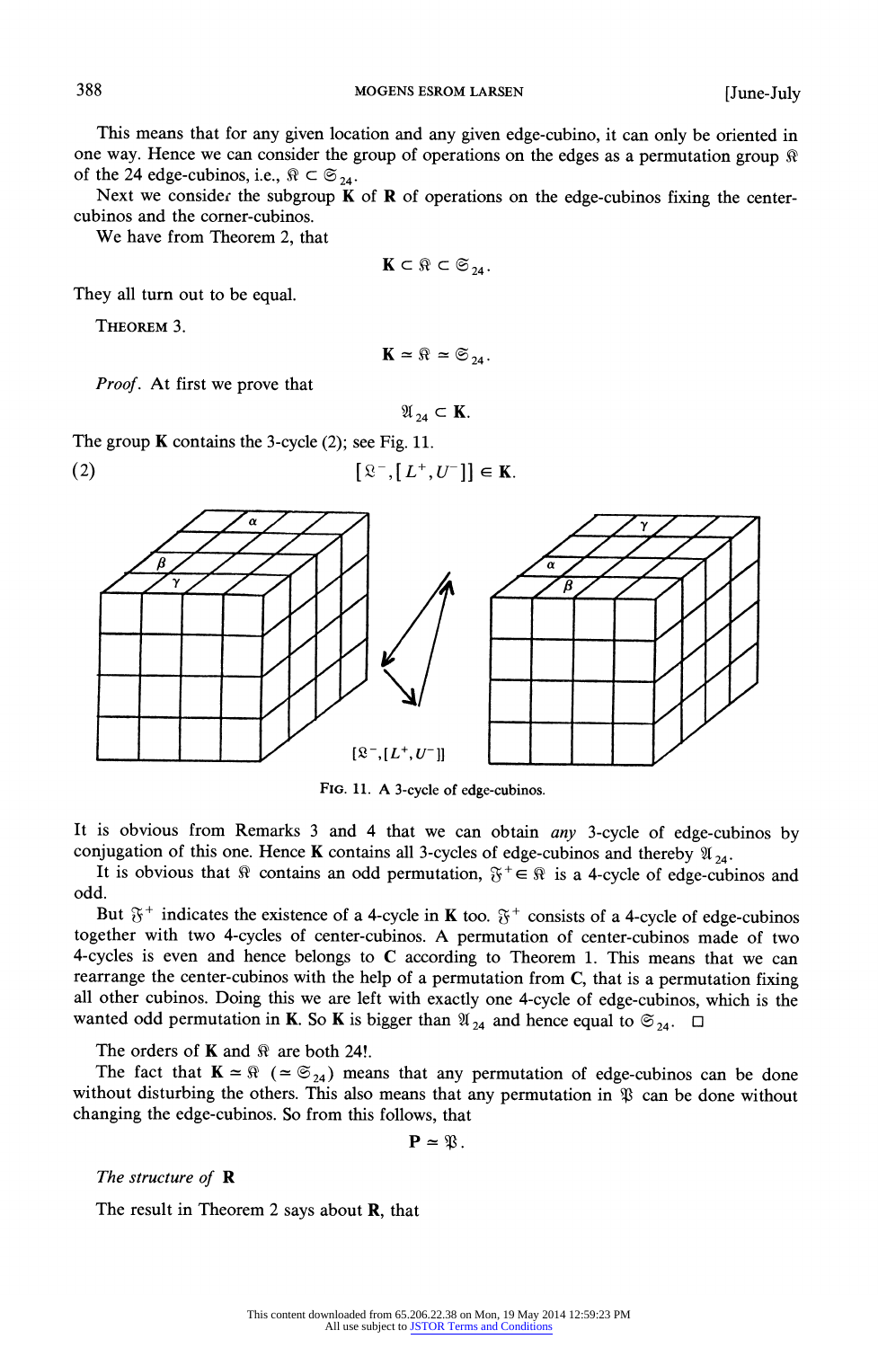This means that for any given location and any given edge-cubino, it can only be oriented in one way. Hence we can consider the group of operations on the edges as a permutation group $\mathfrak{R}$ of the 24 edge-cubinos, i.e., $\mathfrak{R} \subset \mathfrak{S}_{24}$.

Next we consider the subgroup **K** of **R** of operations on the edge-cubinos fixing the center-cubinos and the corner-cubinos.

We have from Theorem 2, that

$$\mathbf{K} \subset \mathfrak{R} \subset \mathfrak{S}_{24}.$$

They all turn out to be equal.

THEOREM 3.

$$\mathbf{K} \simeq \mathfrak{R} \simeq \mathfrak{S}_{24}.$$

*Proof.* At first we prove that

$$\mathfrak{A}_{24} \subset \mathbf{K}.$$

The group **K** contains the 3-cycle (2); see Fig. 11.

$$[\mathfrak{L}^{-},[L^{+},U^{-}]] \in \mathbf{K}. \tag{2}$$

$[\mathfrak{L}^{-},[L^{+},U^{-}]]$

FIG. 11. A 3-cycle of edge-cubinos.

It is obvious from Remarks 3 and 4 that we can obtain *any* 3-cycle of edge-cubinos by conjugation of this one. Hence **K** contains all 3-cycles of edge-cubinos and thereby $\mathfrak{A}_{24}$.

It is obvious that $\mathfrak{R}$ contains an odd permutation, $\mathfrak{F}^{+} \in \mathfrak{R}$ is a 4-cycle of edge-cubinos and odd.

But $\mathfrak{F}^{+}$ indicates the existence of a 4-cycle in **K** too. $\mathfrak{F}^{+}$ consists of a 4-cycle of edge-cubinos together with two 4-cycles of center-cubinos. A permutation of center-cubinos made of two 4-cycles is even and hence belongs to **C** according to Theorem 1. This means that we can rearrange the center-cubinos with the help of a permutation from **C**, that is a permutation fixing all other cubinos. Doing this we are left with exactly one 4-cycle of edge-cubinos, which is the wanted odd permutation in **K**. So **K** is bigger than $\mathfrak{A}_{24}$ and hence equal to $\mathfrak{S}_{24}$. □

The orders of **K** and $\mathfrak{R}$ are both 24!.

The fact that $\mathbf{K} \simeq \mathfrak{R}$ $(\simeq \mathfrak{S}_{24})$ means that any permutation of edge-cubinos can be done without disturbing the others. This also means that any permutation in $\mathfrak{P}$ can be done without changing the edge-cubinos. So from this follows, that

$$\mathbf{P} \simeq \mathfrak{P}.$$

*The structure of* **R**

The result in Theorem 2 says about **R**, that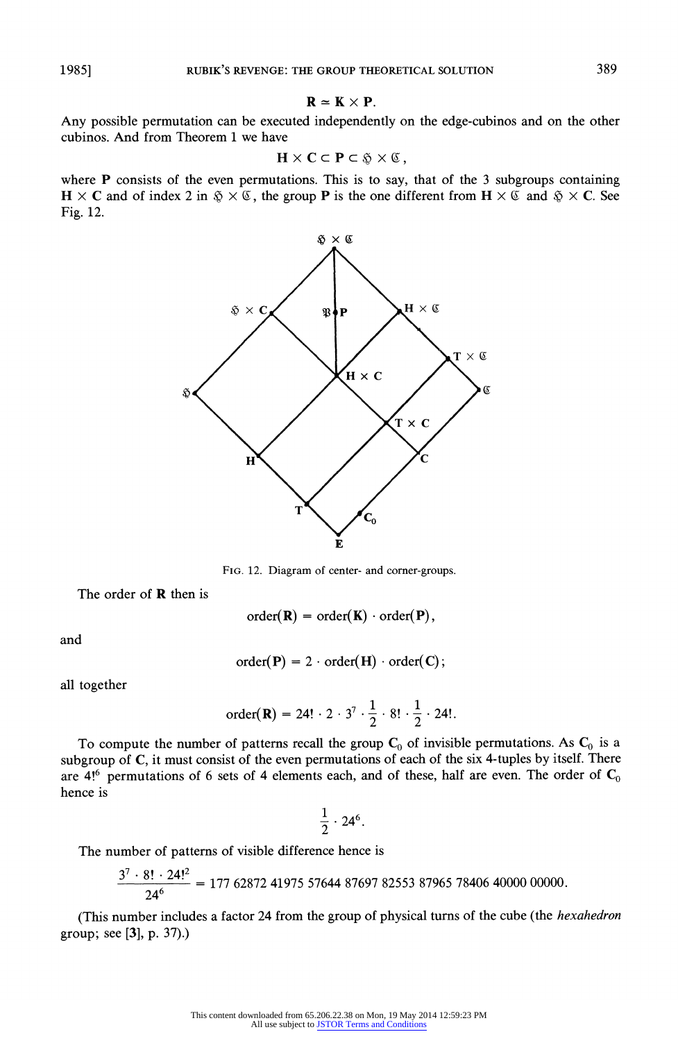$$\mathbf{R} \simeq \mathbf{K} \times \mathbf{P}.$$

Any possible permutation can be executed independently on the edge-cubinos and on the other cubinos. And from Theorem 1 we have

$$\mathbf{H} \times \mathbf{C} \subset \mathbf{P} \subset \mathfrak{H} \times \mathfrak{C},$$

where $\mathbf{P}$ consists of the even permutations. This is to say, that of the 3 subgroups containing $\mathbf{H} \times \mathbf{C}$ and of index 2 in $\mathfrak{H} \times \mathfrak{C}$, the group $\mathbf{P}$ is the one different from $\mathbf{H} \times \mathfrak{C}$ and $\mathfrak{H} \times \mathbf{C}$. See Fig. 12.

FIG. 12. Diagram of center- and corner-groups.

The order of $\mathbf{R}$ then is

$$\operatorname{order}(\mathbf{R}) = \operatorname{order}(\mathbf{K}) \cdot \operatorname{order}(\mathbf{P}),$$

and

$$\operatorname{order}(\mathbf{P}) = 2 \cdot \operatorname{order}(\mathbf{H}) \cdot \operatorname{order}(\mathbf{C});$$

all together

$$\operatorname{order}(\mathbf{R}) = 24! \cdot 2 \cdot 3^7 \cdot \frac{1}{2} \cdot 8! \cdot \frac{1}{2} \cdot 24!.$$

To compute the number of patterns recall the group $\mathbf{C}_0$ of invisible permutations. As $\mathbf{C}_0$ is a subgroup of $\mathbf{C}$, it must consist of the even permutations of each of the six 4-tuples by itself. There are $4!^6$ permutations of 6 sets of 4 elements each, and of these, half are even. The order of $\mathbf{C}_0$ hence is

$$\frac{1}{2} \cdot 24^6.$$

The number of patterns of visible difference hence is

$$\frac{3^7 \cdot 8! \cdot 24!^2}{24^6} = 177\ 62872\ 41975\ 57644\ 87697\ 82553\ 87965\ 78406\ 40000\ 00000.$$

(This number includes a factor 24 from the group of physical turns of the cube (the *hexahedron* group; see [3], p. 37).)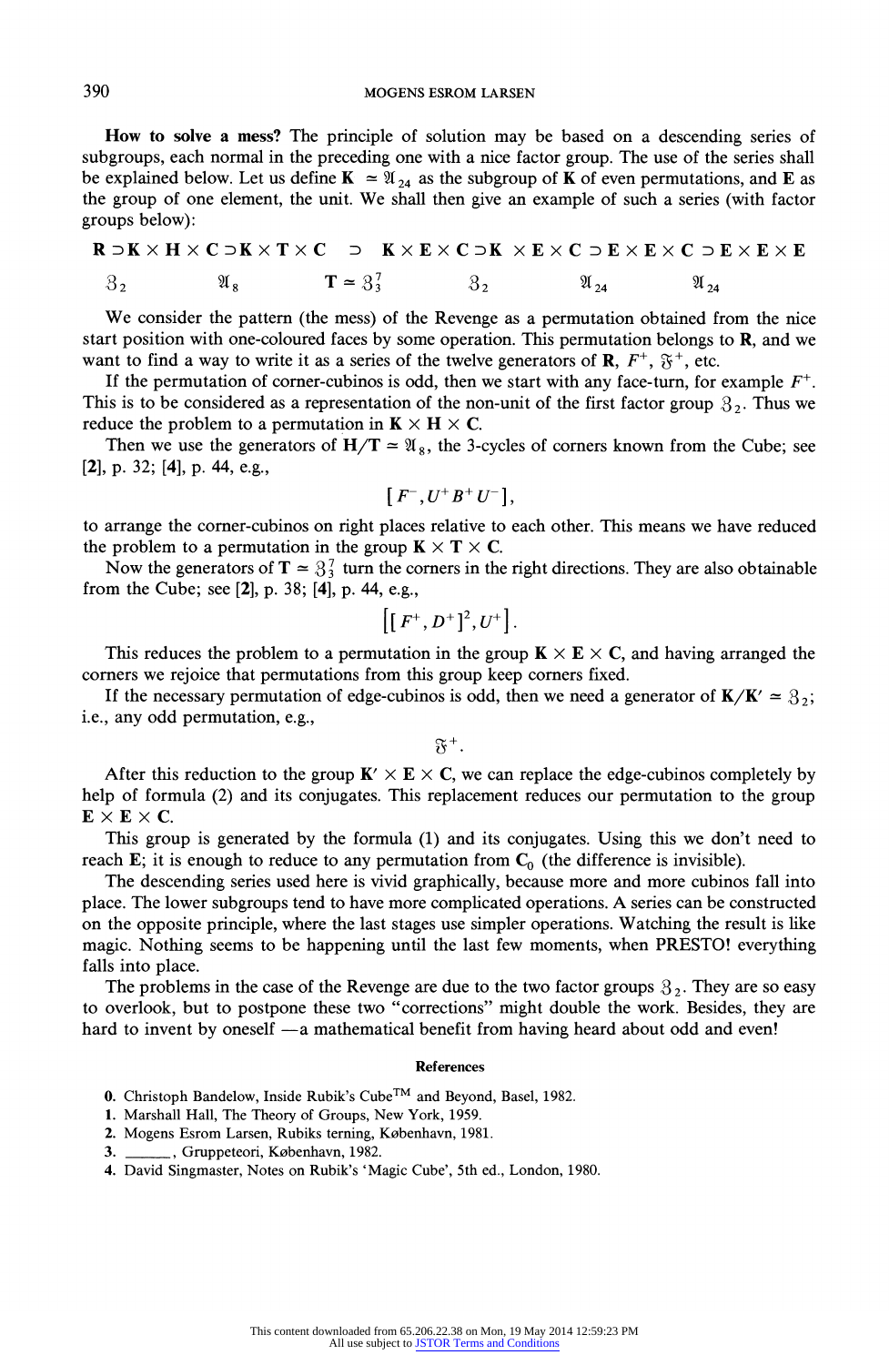**How to solve a mess?** The principle of solution may be based on a descending series of subgroups, each normal in the preceding one with a nice factor group. The use of the series shall be explained below. Let us define $\mathbf{K}' \simeq \mathfrak{A}_{24}$ as the subgroup of $\mathbf{K}$ of even permutations, and $\mathbf{E}$ as the group of one element, the unit. We shall then give an example of such a series (with factor groups below):

$$\begin{array}{cccccccccccc}
\mathbf{R} \supset \mathbf{K}\times\mathbf{H}\times\mathbf{C} & \supset \mathbf{K}\times\mathbf{T}\times\mathbf{C} & \supset & \mathbf{K}\times\mathbf{E}\times\mathbf{C} & \supset \mathbf{K}'\times\mathbf{E}\times\mathbf{C} & \supset \mathbf{E}\times\mathbf{E}\times\mathbf{C} & \supset \mathbf{E}\times\mathbf{E}\times\mathbf{E} \\
\mathfrak{Z}_2 & \mathfrak{A}_8 & & \mathbf{T} \simeq \mathfrak{Z}_3^7 & \mathfrak{Z}_2 & \mathfrak{A}_{24} & \mathfrak{A}_{24}
\end{array}$$

We consider the pattern (the mess) of the Revenge as a permutation obtained from the nice start position with one-coloured faces by some operation. This permutation belongs to $\mathbf{R}$, and we want to find a way to write it as a series of the twelve generators of $\mathbf{R}$, $F^+$, $\mathfrak{F}^+$, etc.

If the permutation of corner-cubinos is odd, then we start with any face-turn, for example $F^+$. This is to be considered as a representation of the non-unit of the first factor group $\mathfrak{Z}_2$. Thus we reduce the problem to a permutation in $\mathbf{K}\times\mathbf{H}\times\mathbf{C}$.

Then we use the generators of $\mathbf{H}/\mathbf{T} \simeq \mathfrak{A}_8$, the 3-cycles of corners known from the Cube; see [2], p. 32; [4], p. 44, e.g.,

$$[F^-, U^+B^+U^-],$$

to arrange the corner-cubinos on right places relative to each other. This means we have reduced the problem to a permutation in the group $\mathbf{K}\times\mathbf{T}\times\mathbf{C}$.

Now the generators of $\mathbf{T} \simeq \mathfrak{Z}_3^7$ turn the corners in the right directions. They are also obtainable from the Cube; see [2], p. 38; [4], p. 44, e.g.,

$$\left[[F^+, D^+]^2, U^+\right].$$

This reduces the problem to a permutation in the group $\mathbf{K}\times\mathbf{E}\times\mathbf{C}$, and having arranged the corners we rejoice that permutations from this group keep corners fixed.

If the necessary permutation of edge-cubinos is odd, then we need a generator of $\mathbf{K}/\mathbf{K}' \simeq \mathfrak{Z}_2$; i.e., any odd permutation, e.g.,

$$\mathfrak{F}^+.$$

After this reduction to the group $\mathbf{K}'\times\mathbf{E}\times\mathbf{C}$, we can replace the edge-cubinos completely by help of formula (2) and its conjugates. This replacement reduces our permutation to the group $\mathbf{E}\times\mathbf{E}\times\mathbf{C}$.

This group is generated by the formula (1) and its conjugates. Using this we don't need to reach $\mathbf{E}$; it is enough to reduce to any permutation from $\mathbf{C}_0$ (the difference is invisible).

The descending series used here is vivid graphically, because more and more cubinos fall into place. The lower subgroups tend to have more complicated operations. A series can be constructed on the opposite principle, where the last stages use simpler operations. Watching the result is like magic. Nothing seems to be happening until the last few moments, when PRESTO! everything falls into place.

The problems in the case of the Revenge are due to the two factor groups $\mathfrak{Z}_2$. They are so easy to overlook, but to postpone these two "corrections" might double the work. Besides, they are hard to invent by oneself —a mathematical benefit from having heard about odd and even!

## References

0. Christoph Bandelow, Inside Rubik's Cube™ and Beyond, Basel, 1982.
1. Marshall Hall, The Theory of Groups, New York, 1959.
2. Mogens Esrom Larsen, Rubiks terning, København, 1981.
3. ______, Gruppeteori, København, 1982.
4. David Singmaster, Notes on Rubik's 'Magic Cube', 5th ed., London, 1980.